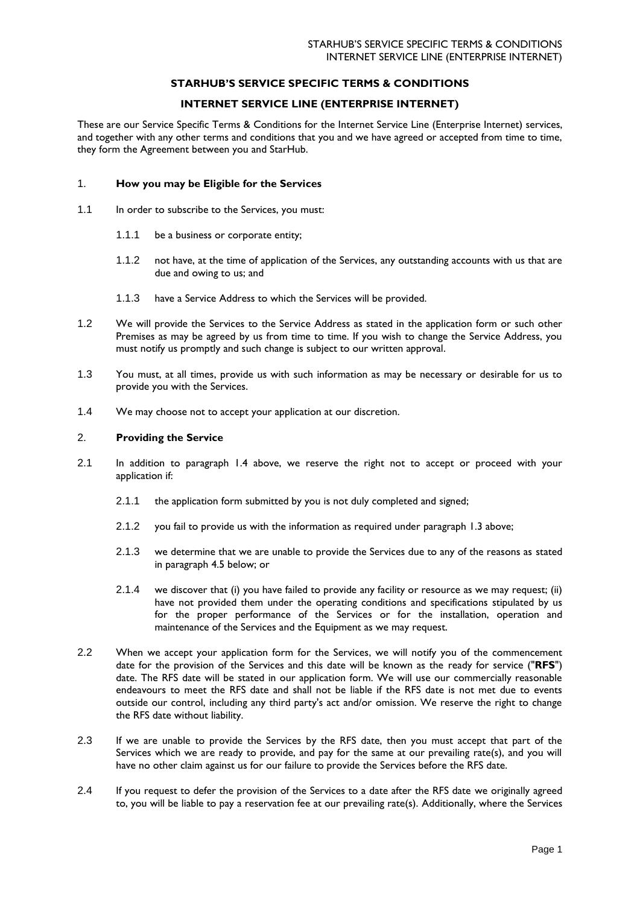# STARHUB'S SERVICE SPECIFIC TERMS & CONDITIONS

## INTERNET SERVICE LINE (ENTERPRISE INTERNET)

These are our Service Specific Terms & Conditions for the Internet Service Line (Enterprise Internet) services, and together with any other terms and conditions that you and we have agreed or accepted from time to time, they form the Agreement between you and StarHub.

### 1. **How you may be Eligible for the Services**

1.1 In order to subscribe to the Services, you must:

1.1.1 be a business or corporate entity;

1.1.2 not have, at the time of application of the Services, any outstanding accounts with us that are due and owing to us; and

1.1.3 have a Service Address to which the Services will be provided.

1.2 We will provide the Services to the Service Address as stated in the application form or such other Premises as may be agreed by us from time to time. If you wish to change the Service Address, you must notify us promptly and such change is subject to our written approval.

1.3 You must, at all times, provide us with such information as may be necessary or desirable for us to provide you with the Services.

1.4 We may choose not to accept your application at our discretion.

### 2. **Providing the Service**

2.1 In addition to paragraph 1.4 above, we reserve the right not to accept or proceed with your application if:

2.1.1 the application form submitted by you is not duly completed and signed;

2.1.2 you fail to provide us with the information as required under paragraph 1.3 above;

2.1.3 we determine that we are unable to provide the Services due to any of the reasons as stated in paragraph 4.5 below; or

2.1.4 we discover that (i) you have failed to provide any facility or resource as we may request; (ii) have not provided them under the operating conditions and specifications stipulated by us for the proper performance of the Services or for the installation, operation and maintenance of the Services and the Equipment as we may request.

2.2 When we accept your application form for the Services, we will notify you of the commencement date for the provision of the Services and this date will be known as the ready for service ("**RFS**") date. The RFS date will be stated in our application form. We will use our commercially reasonable endeavours to meet the RFS date and shall not be liable if the RFS date is not met due to events outside our control, including any third party's act and/or omission. We reserve the right to change the RFS date without liability.

2.3 If we are unable to provide the Services by the RFS date, then you must accept that part of the Services which we are ready to provide, and pay for the same at our prevailing rate(s), and you will have no other claim against us for our failure to provide the Services before the RFS date.

2.4 If you request to defer the provision of the Services to a date after the RFS date we originally agreed to, you will be liable to pay a reservation fee at our prevailing rate(s). Additionally, where the Services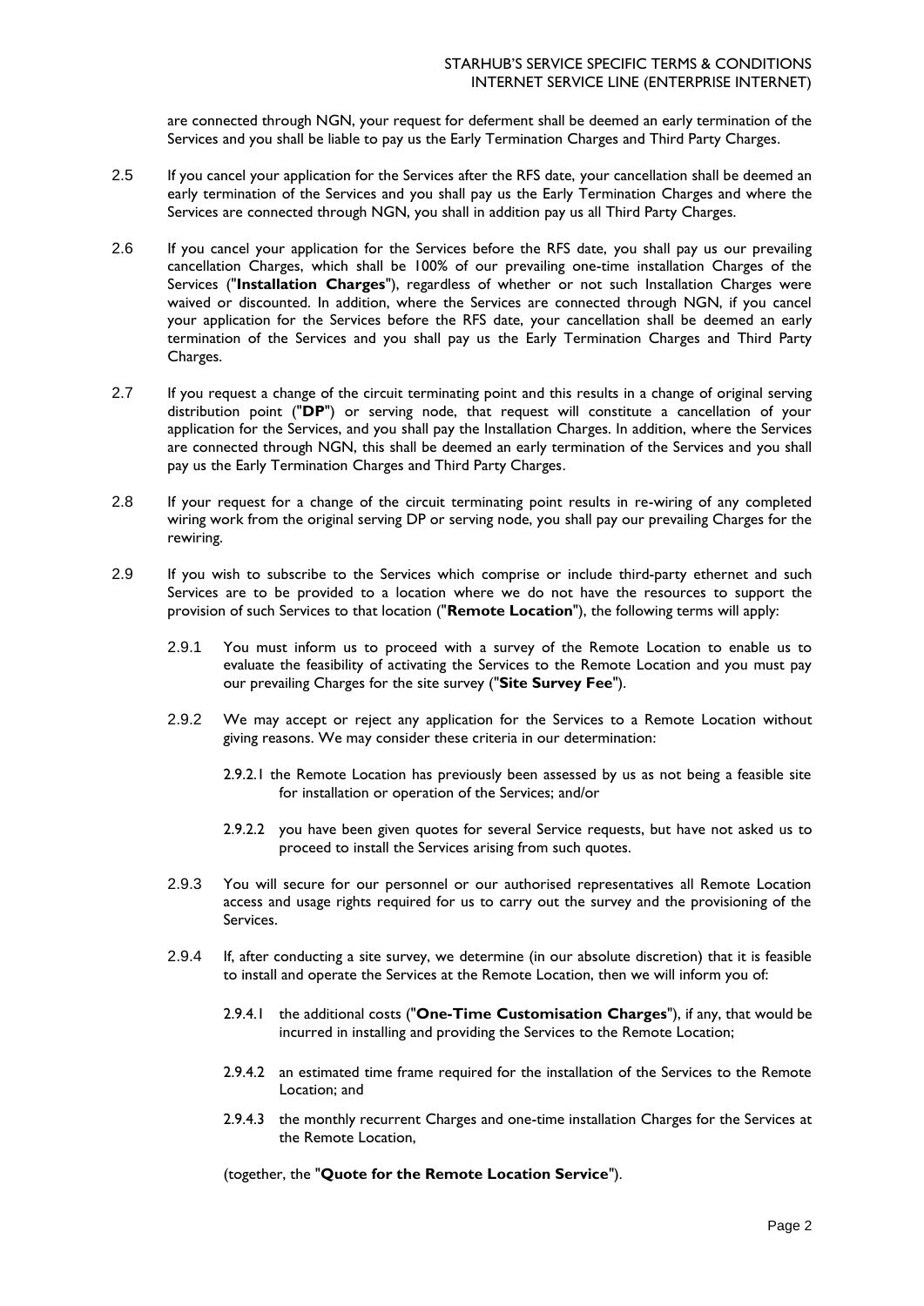are connected through NGN, your request for deferment shall be deemed an early termination of the Services and you shall be liable to pay us the Early Termination Charges and Third Party Charges.

2.5 If you cancel your application for the Services after the RFS date, your cancellation shall be deemed an early termination of the Services and you shall pay us the Early Termination Charges and where the Services are connected through NGN, you shall in addition pay us all Third Party Charges.

2.6 If you cancel your application for the Services before the RFS date, you shall pay us our prevailing cancellation Charges, which shall be 100% of our prevailing one-time installation Charges of the Services ("**Installation Charges**"), regardless of whether or not such Installation Charges were waived or discounted. In addition, where the Services are connected through NGN, if you cancel your application for the Services before the RFS date, your cancellation shall be deemed an early termination of the Services and you shall pay us the Early Termination Charges and Third Party Charges.

2.7 If you request a change of the circuit terminating point and this results in a change of original serving distribution point ("**DP**") or serving node, that request will constitute a cancellation of your application for the Services, and you shall pay the Installation Charges. In addition, where the Services are connected through NGN, this shall be deemed an early termination of the Services and you shall pay us the Early Termination Charges and Third Party Charges.

2.8 If your request for a change of the circuit terminating point results in re-wiring of any completed wiring work from the original serving DP or serving node, you shall pay our prevailing Charges for the rewiring.

2.9 If you wish to subscribe to the Services which comprise or include third-party ethernet and such Services are to be provided to a location where we do not have the resources to support the provision of such Services to that location ("**Remote Location**"), the following terms will apply:

2.9.1 You must inform us to proceed with a survey of the Remote Location to enable us to evaluate the feasibility of activating the Services to the Remote Location and you must pay our prevailing Charges for the site survey ("**Site Survey Fee**").

2.9.2 We may accept or reject any application for the Services to a Remote Location without giving reasons. We may consider these criteria in our determination:

2.9.2.1 the Remote Location has previously been assessed by us as not being a feasible site for installation or operation of the Services; and/or

2.9.2.2 you have been given quotes for several Service requests, but have not asked us to proceed to install the Services arising from such quotes.

2.9.3 You will secure for our personnel or our authorised representatives all Remote Location access and usage rights required for us to carry out the survey and the provisioning of the Services.

2.9.4 If, after conducting a site survey, we determine (in our absolute discretion) that it is feasible to install and operate the Services at the Remote Location, then we will inform you of:

2.9.4.1 the additional costs ("**One-Time Customisation Charges**"), if any, that would be incurred in installing and providing the Services to the Remote Location;

2.9.4.2 an estimated time frame required for the installation of the Services to the Remote Location; and

2.9.4.3 the monthly recurrent Charges and one-time installation Charges for the Services at the Remote Location,

(together, the "**Quote for the Remote Location Service**").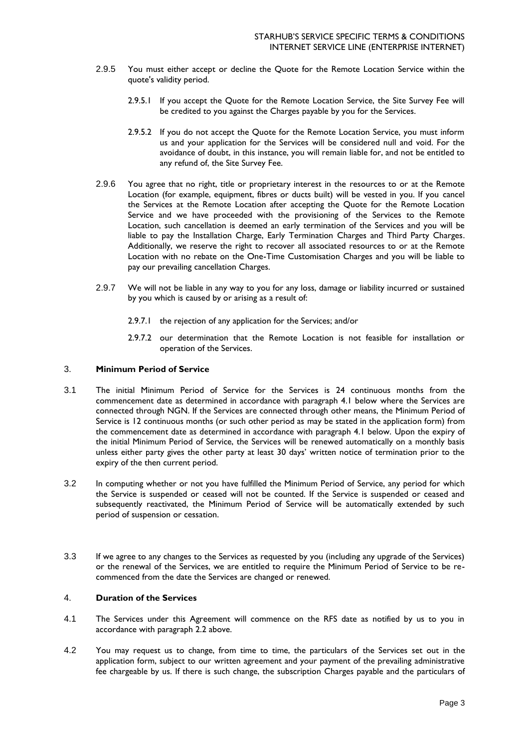2.9.5 You must either accept or decline the Quote for the Remote Location Service within the quote's validity period.

2.9.5.1 If you accept the Quote for the Remote Location Service, the Site Survey Fee will be credited to you against the Charges payable by you for the Services.

2.9.5.2 If you do not accept the Quote for the Remote Location Service, you must inform us and your application for the Services will be considered null and void. For the avoidance of doubt, in this instance, you will remain liable for, and not be entitled to any refund of, the Site Survey Fee.

2.9.6 You agree that no right, title or proprietary interest in the resources to or at the Remote Location (for example, equipment, fibres or ducts built) will be vested in you. If you cancel the Services at the Remote Location after accepting the Quote for the Remote Location Service and we have proceeded with the provisioning of the Services to the Remote Location, such cancellation is deemed an early termination of the Services and you will be liable to pay the Installation Charge, Early Termination Charges and Third Party Charges. Additionally, we reserve the right to recover all associated resources to or at the Remote Location with no rebate on the One-Time Customisation Charges and you will be liable to pay our prevailing cancellation Charges.

2.9.7 We will not be liable in any way to you for any loss, damage or liability incurred or sustained by you which is caused by or arising as a result of:

2.9.7.1 the rejection of any application for the Services; and/or

2.9.7.2 our determination that the Remote Location is not feasible for installation or operation of the Services.

## 3. **Minimum Period of Service**

3.1 The initial Minimum Period of Service for the Services is 24 continuous months from the commencement date as determined in accordance with paragraph 4.1 below where the Services are connected through NGN. If the Services are connected through other means, the Minimum Period of Service is 12 continuous months (or such other period as may be stated in the application form) from the commencement date as determined in accordance with paragraph 4.1 below. Upon the expiry of the initial Minimum Period of Service, the Services will be renewed automatically on a monthly basis unless either party gives the other party at least 30 days' written notice of termination prior to the expiry of the then current period.

3.2 In computing whether or not you have fulfilled the Minimum Period of Service, any period for which the Service is suspended or ceased will not be counted. If the Service is suspended or ceased and subsequently reactivated, the Minimum Period of Service will be automatically extended by such period of suspension or cessation.

3.3 If we agree to any changes to the Services as requested by you (including any upgrade of the Services) or the renewal of the Services, we are entitled to require the Minimum Period of Service to be re-commenced from the date the Services are changed or renewed.

## 4. **Duration of the Services**

4.1 The Services under this Agreement will commence on the RFS date as notified by us to you in accordance with paragraph 2.2 above.

4.2 You may request us to change, from time to time, the particulars of the Services set out in the application form, subject to our written agreement and your payment of the prevailing administrative fee chargeable by us. If there is such change, the subscription Charges payable and the particulars of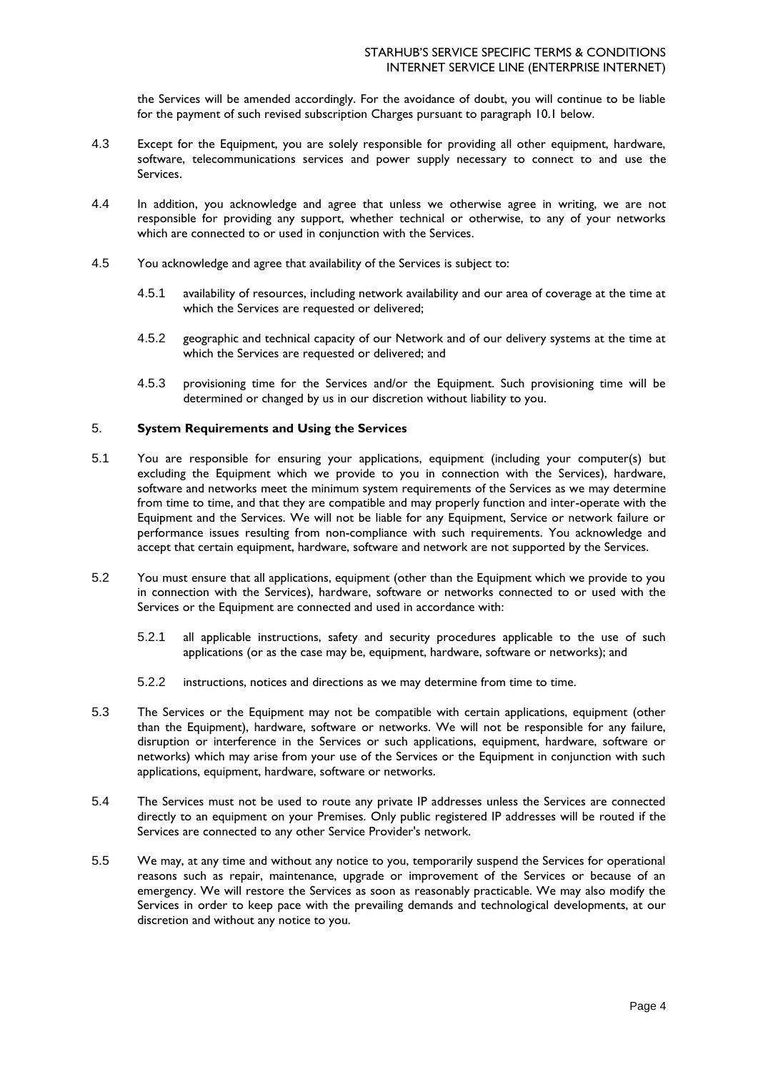the Services will be amended accordingly. For the avoidance of doubt, you will continue to be liable for the payment of such revised subscription Charges pursuant to paragraph 10.1 below.

4.3 Except for the Equipment, you are solely responsible for providing all other equipment, hardware, software, telecommunications services and power supply necessary to connect to and use the Services.

4.4 In addition, you acknowledge and agree that unless we otherwise agree in writing, we are not responsible for providing any support, whether technical or otherwise, to any of your networks which are connected to or used in conjunction with the Services.

4.5 You acknowledge and agree that availability of the Services is subject to:

4.5.1 availability of resources, including network availability and our area of coverage at the time at which the Services are requested or delivered;

4.5.2 geographic and technical capacity of our Network and of our delivery systems at the time at which the Services are requested or delivered; and

4.5.3 provisioning time for the Services and/or the Equipment. Such provisioning time will be determined or changed by us in our discretion without liability to you.

## 5. System Requirements and Using the Services

5.1 You are responsible for ensuring your applications, equipment (including your computer(s) but excluding the Equipment which we provide to you in connection with the Services), hardware, software and networks meet the minimum system requirements of the Services as we may determine from time to time, and that they are compatible and may properly function and inter-operate with the Equipment and the Services. We will not be liable for any Equipment, Service or network failure or performance issues resulting from non-compliance with such requirements. You acknowledge and accept that certain equipment, hardware, software and network are not supported by the Services.

5.2 You must ensure that all applications, equipment (other than the Equipment which we provide to you in connection with the Services), hardware, software or networks connected to or used with the Services or the Equipment are connected and used in accordance with:

5.2.1 all applicable instructions, safety and security procedures applicable to the use of such applications (or as the case may be, equipment, hardware, software or networks); and

5.2.2 instructions, notices and directions as we may determine from time to time.

5.3 The Services or the Equipment may not be compatible with certain applications, equipment (other than the Equipment), hardware, software or networks. We will not be responsible for any failure, disruption or interference in the Services or such applications, equipment, hardware, software or networks) which may arise from your use of the Services or the Equipment in conjunction with such applications, equipment, hardware, software or networks.

5.4 The Services must not be used to route any private IP addresses unless the Services are connected directly to an equipment on your Premises. Only public registered IP addresses will be routed if the Services are connected to any other Service Provider's network.

5.5 We may, at any time and without any notice to you, temporarily suspend the Services for operational reasons such as repair, maintenance, upgrade or improvement of the Services or because of an emergency. We will restore the Services as soon as reasonably practicable. We may also modify the Services in order to keep pace with the prevailing demands and technological developments, at our discretion and without any notice to you.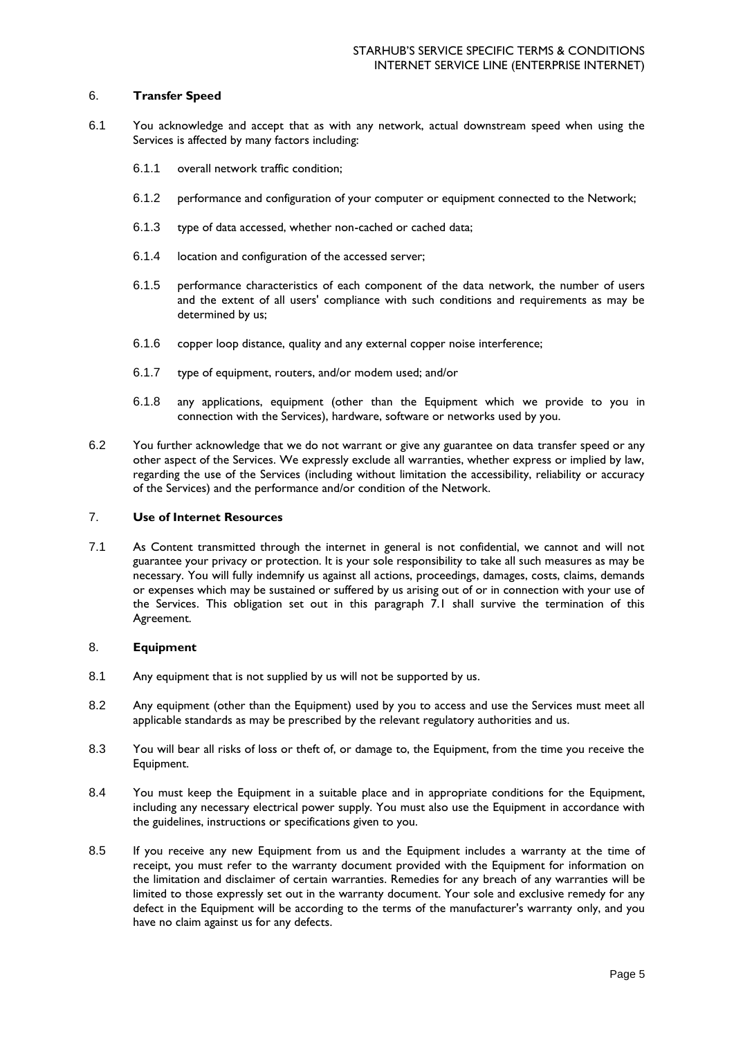## 6. **Transfer Speed**

6.1 You acknowledge and accept that as with any network, actual downstream speed when using the Services is affected by many factors including:

6.1.1 overall network traffic condition;

6.1.2 performance and configuration of your computer or equipment connected to the Network;

6.1.3 type of data accessed, whether non-cached or cached data;

6.1.4 location and configuration of the accessed server;

6.1.5 performance characteristics of each component of the data network, the number of users and the extent of all users' compliance with such conditions and requirements as may be determined by us;

6.1.6 copper loop distance, quality and any external copper noise interference;

6.1.7 type of equipment, routers, and/or modem used; and/or

6.1.8 any applications, equipment (other than the Equipment which we provide to you in connection with the Services), hardware, software or networks used by you.

6.2 You further acknowledge that we do not warrant or give any guarantee on data transfer speed or any other aspect of the Services. We expressly exclude all warranties, whether express or implied by law, regarding the use of the Services (including without limitation the accessibility, reliability or accuracy of the Services) and the performance and/or condition of the Network.

## 7. **Use of Internet Resources**

7.1 As Content transmitted through the internet in general is not confidential, we cannot and will not guarantee your privacy or protection. It is your sole responsibility to take all such measures as may be necessary. You will fully indemnify us against all actions, proceedings, damages, costs, claims, demands or expenses which may be sustained or suffered by us arising out of or in connection with your use of the Services. This obligation set out in this paragraph 7.1 shall survive the termination of this Agreement.

## 8. **Equipment**

8.1 Any equipment that is not supplied by us will not be supported by us.

8.2 Any equipment (other than the Equipment) used by you to access and use the Services must meet all applicable standards as may be prescribed by the relevant regulatory authorities and us.

8.3 You will bear all risks of loss or theft of, or damage to, the Equipment, from the time you receive the Equipment.

8.4 You must keep the Equipment in a suitable place and in appropriate conditions for the Equipment, including any necessary electrical power supply. You must also use the Equipment in accordance with the guidelines, instructions or specifications given to you.

8.5 If you receive any new Equipment from us and the Equipment includes a warranty at the time of receipt, you must refer to the warranty document provided with the Equipment for information on the limitation and disclaimer of certain warranties. Remedies for any breach of any warranties will be limited to those expressly set out in the warranty document. Your sole and exclusive remedy for any defect in the Equipment will be according to the terms of the manufacturer's warranty only, and you have no claim against us for any defects.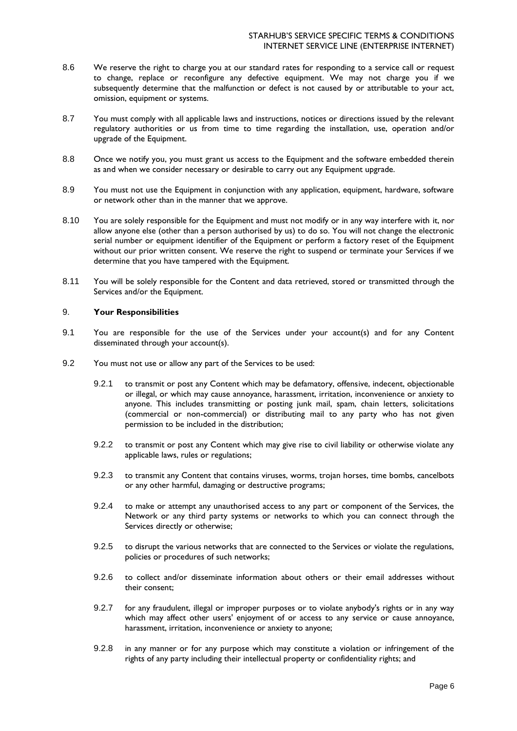8.6 We reserve the right to charge you at our standard rates for responding to a service call or request to change, replace or reconfigure any defective equipment. We may not charge you if we subsequently determine that the malfunction or defect is not caused by or attributable to your act, omission, equipment or systems.

8.7 You must comply with all applicable laws and instructions, notices or directions issued by the relevant regulatory authorities or us from time to time regarding the installation, use, operation and/or upgrade of the Equipment.

8.8 Once we notify you, you must grant us access to the Equipment and the software embedded therein as and when we consider necessary or desirable to carry out any Equipment upgrade.

8.9 You must not use the Equipment in conjunction with any application, equipment, hardware, software or network other than in the manner that we approve.

8.10 You are solely responsible for the Equipment and must not modify or in any way interfere with it, nor allow anyone else (other than a person authorised by us) to do so. You will not change the electronic serial number or equipment identifier of the Equipment or perform a factory reset of the Equipment without our prior written consent. We reserve the right to suspend or terminate your Services if we determine that you have tampered with the Equipment.

8.11 You will be solely responsible for the Content and data retrieved, stored or transmitted through the Services and/or the Equipment.

## 9. Your Responsibilities

9.1 You are responsible for the use of the Services under your account(s) and for any Content disseminated through your account(s).

9.2 You must not use or allow any part of the Services to be used:

9.2.1 to transmit or post any Content which may be defamatory, offensive, indecent, objectionable or illegal, or which may cause annoyance, harassment, irritation, inconvenience or anxiety to anyone. This includes transmitting or posting junk mail, spam, chain letters, solicitations (commercial or non-commercial) or distributing mail to any party who has not given permission to be included in the distribution;

9.2.2 to transmit or post any Content which may give rise to civil liability or otherwise violate any applicable laws, rules or regulations;

9.2.3 to transmit any Content that contains viruses, worms, trojan horses, time bombs, cancelbots or any other harmful, damaging or destructive programs;

9.2.4 to make or attempt any unauthorised access to any part or component of the Services, the Network or any third party systems or networks to which you can connect through the Services directly or otherwise;

9.2.5 to disrupt the various networks that are connected to the Services or violate the regulations, policies or procedures of such networks;

9.2.6 to collect and/or disseminate information about others or their email addresses without their consent;

9.2.7 for any fraudulent, illegal or improper purposes or to violate anybody's rights or in any way which may affect other users' enjoyment of or access to any service or cause annoyance, harassment, irritation, inconvenience or anxiety to anyone;

9.2.8 in any manner or for any purpose which may constitute a violation or infringement of the rights of any party including their intellectual property or confidentiality rights; and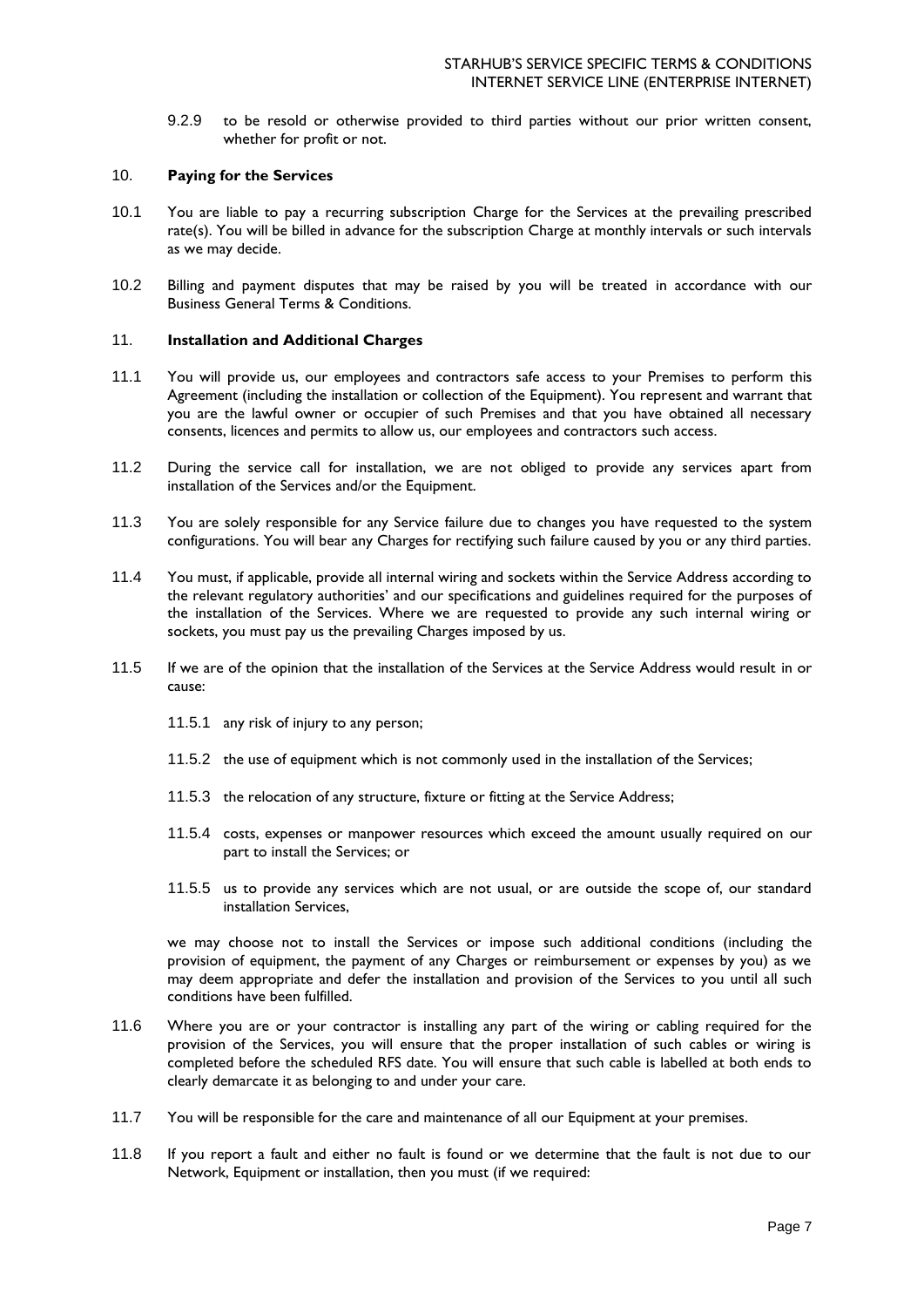9.2.9 to be resold or otherwise provided to third parties without our prior written consent, whether for profit or not.

## 10. Paying for the Services

10.1 You are liable to pay a recurring subscription Charge for the Services at the prevailing prescribed rate(s). You will be billed in advance for the subscription Charge at monthly intervals or such intervals as we may decide.

10.2 Billing and payment disputes that may be raised by you will be treated in accordance with our Business General Terms & Conditions.

## 11. Installation and Additional Charges

11.1 You will provide us, our employees and contractors safe access to your Premises to perform this Agreement (including the installation or collection of the Equipment). You represent and warrant that you are the lawful owner or occupier of such Premises and that you have obtained all necessary consents, licences and permits to allow us, our employees and contractors such access.

11.2 During the service call for installation, we are not obliged to provide any services apart from installation of the Services and/or the Equipment.

11.3 You are solely responsible for any Service failure due to changes you have requested to the system configurations. You will bear any Charges for rectifying such failure caused by you or any third parties.

11.4 You must, if applicable, provide all internal wiring and sockets within the Service Address according to the relevant regulatory authorities' and our specifications and guidelines required for the purposes of the installation of the Services. Where we are requested to provide any such internal wiring or sockets, you must pay us the prevailing Charges imposed by us.

11.5 If we are of the opinion that the installation of the Services at the Service Address would result in or cause:

11.5.1 any risk of injury to any person;

11.5.2 the use of equipment which is not commonly used in the installation of the Services;

11.5.3 the relocation of any structure, fixture or fitting at the Service Address;

11.5.4 costs, expenses or manpower resources which exceed the amount usually required on our part to install the Services; or

11.5.5 us to provide any services which are not usual, or are outside the scope of, our standard installation Services,

we may choose not to install the Services or impose such additional conditions (including the provision of equipment, the payment of any Charges or reimbursement or expenses by you) as we may deem appropriate and defer the installation and provision of the Services to you until all such conditions have been fulfilled.

11.6 Where you are or your contractor is installing any part of the wiring or cabling required for the provision of the Services, you will ensure that the proper installation of such cables or wiring is completed before the scheduled RFS date. You will ensure that such cable is labelled at both ends to clearly demarcate it as belonging to and under your care.

11.7 You will be responsible for the care and maintenance of all our Equipment at your premises.

11.8 If you report a fault and either no fault is found or we determine that the fault is not due to our Network, Equipment or installation, then you must (if we required: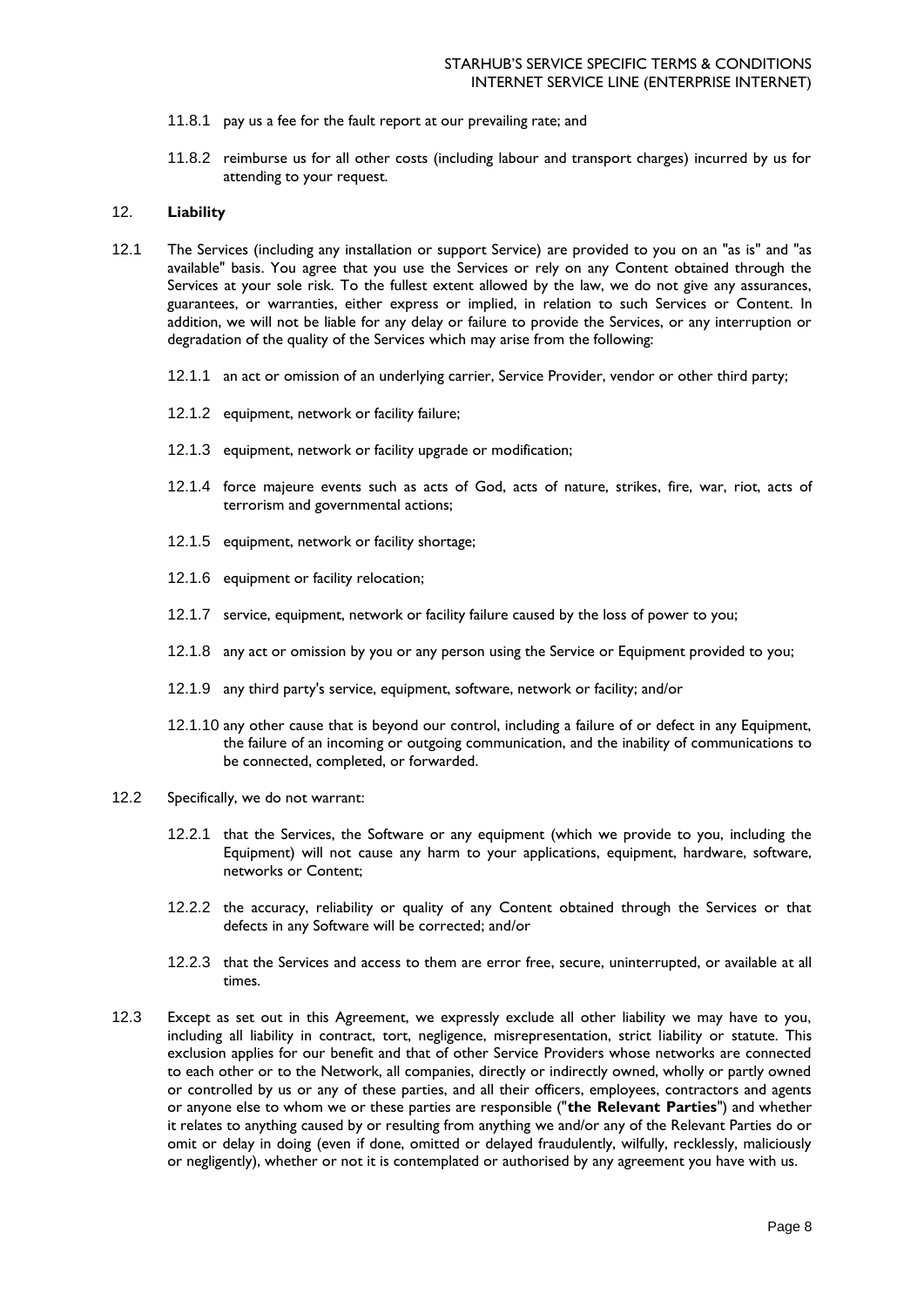11.8.1 pay us a fee for the fault report at our prevailing rate; and

11.8.2 reimburse us for all other costs (including labour and transport charges) incurred by us for attending to your request.

## 12. **Liability**

12.1 The Services (including any installation or support Service) are provided to you on an "as is" and "as available" basis. You agree that you use the Services or rely on any Content obtained through the Services at your sole risk. To the fullest extent allowed by the law, we do not give any assurances, guarantees, or warranties, either express or implied, in relation to such Services or Content. In addition, we will not be liable for any delay or failure to provide the Services, or any interruption or degradation of the quality of the Services which may arise from the following:

12.1.1 an act or omission of an underlying carrier, Service Provider, vendor or other third party;

12.1.2 equipment, network or facility failure;

12.1.3 equipment, network or facility upgrade or modification;

12.1.4 force majeure events such as acts of God, acts of nature, strikes, fire, war, riot, acts of terrorism and governmental actions;

12.1.5 equipment, network or facility shortage;

12.1.6 equipment or facility relocation;

12.1.7 service, equipment, network or facility failure caused by the loss of power to you;

12.1.8 any act or omission by you or any person using the Service or Equipment provided to you;

12.1.9 any third party's service, equipment, software, network or facility; and/or

12.1.10 any other cause that is beyond our control, including a failure of or defect in any Equipment, the failure of an incoming or outgoing communication, and the inability of communications to be connected, completed, or forwarded.

12.2 Specifically, we do not warrant:

12.2.1 that the Services, the Software or any equipment (which we provide to you, including the Equipment) will not cause any harm to your applications, equipment, hardware, software, networks or Content;

12.2.2 the accuracy, reliability or quality of any Content obtained through the Services or that defects in any Software will be corrected; and/or

12.2.3 that the Services and access to them are error free, secure, uninterrupted, or available at all times.

12.3 Except as set out in this Agreement, we expressly exclude all other liability we may have to you, including all liability in contract, tort, negligence, misrepresentation, strict liability or statute. This exclusion applies for our benefit and that of other Service Providers whose networks are connected to each other or to the Network, all companies, directly or indirectly owned, wholly or partly owned or controlled by us or any of these parties, and all their officers, employees, contractors and agents or anyone else to whom we or these parties are responsible ("**the Relevant Parties**") and whether it relates to anything caused by or resulting from anything we and/or any of the Relevant Parties do or omit or delay in doing (even if done, omitted or delayed fraudulently, wilfully, recklessly, maliciously or negligently), whether or not it is contemplated or authorised by any agreement you have with us.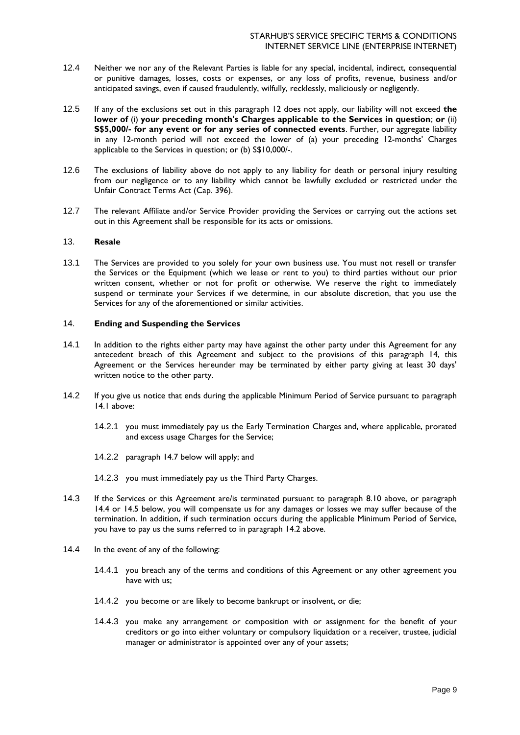12.4 Neither we nor any of the Relevant Parties is liable for any special, incidental, indirect, consequential or punitive damages, losses, costs or expenses, or any loss of profits, revenue, business and/or anticipated savings, even if caused fraudulently, wilfully, recklessly, maliciously or negligently.

12.5 If any of the exclusions set out in this paragraph 12 does not apply, our liability will not exceed **the lower of** (i) **your preceding month's Charges applicable to the Services in question**; **or** (ii) **S$5,000/- for any event or for any series of connected events**. Further, our aggregate liability in any 12-month period will not exceed the lower of (a) your preceding 12-months' Charges applicable to the Services in question; or (b) S$10,000/-.

12.6 The exclusions of liability above do not apply to any liability for death or personal injury resulting from our negligence or to any liability which cannot be lawfully excluded or restricted under the Unfair Contract Terms Act (Cap. 396).

12.7 The relevant Affiliate and/or Service Provider providing the Services or carrying out the actions set out in this Agreement shall be responsible for its acts or omissions.

## 13. **Resale**

13.1 The Services are provided to you solely for your own business use. You must not resell or transfer the Services or the Equipment (which we lease or rent to you) to third parties without our prior written consent, whether or not for profit or otherwise. We reserve the right to immediately suspend or terminate your Services if we determine, in our absolute discretion, that you use the Services for any of the aforementioned or similar activities.

## 14. **Ending and Suspending the Services**

14.1 In addition to the rights either party may have against the other party under this Agreement for any antecedent breach of this Agreement and subject to the provisions of this paragraph 14, this Agreement or the Services hereunder may be terminated by either party giving at least 30 days' written notice to the other party.

14.2 If you give us notice that ends during the applicable Minimum Period of Service pursuant to paragraph 14.1 above:

14.2.1 you must immediately pay us the Early Termination Charges and, where applicable, prorated and excess usage Charges for the Service;

14.2.2 paragraph 14.7 below will apply; and

14.2.3 you must immediately pay us the Third Party Charges.

14.3 If the Services or this Agreement are/is terminated pursuant to paragraph 8.10 above, or paragraph 14.4 or 14.5 below, you will compensate us for any damages or losses we may suffer because of the termination. In addition, if such termination occurs during the applicable Minimum Period of Service, you have to pay us the sums referred to in paragraph 14.2 above.

14.4 In the event of any of the following:

14.4.1 you breach any of the terms and conditions of this Agreement or any other agreement you have with us;

14.4.2 you become or are likely to become bankrupt or insolvent, or die;

14.4.3 you make any arrangement or composition with or assignment for the benefit of your creditors or go into either voluntary or compulsory liquidation or a receiver, trustee, judicial manager or administrator is appointed over any of your assets;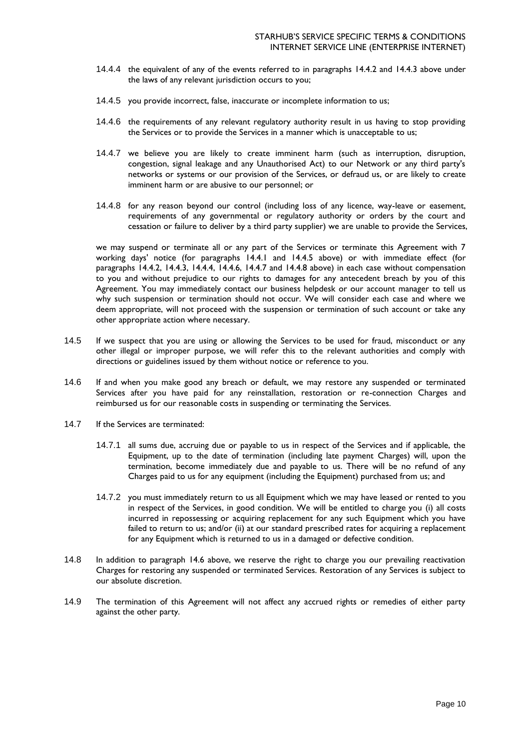14.4.4 the equivalent of any of the events referred to in paragraphs 14.4.2 and 14.4.3 above under the laws of any relevant jurisdiction occurs to you;

14.4.5 you provide incorrect, false, inaccurate or incomplete information to us;

14.4.6 the requirements of any relevant regulatory authority result in us having to stop providing the Services or to provide the Services in a manner which is unacceptable to us;

14.4.7 we believe you are likely to create imminent harm (such as interruption, disruption, congestion, signal leakage and any Unauthorised Act) to our Network or any third party's networks or systems or our provision of the Services, or defraud us, or are likely to create imminent harm or are abusive to our personnel; or

14.4.8 for any reason beyond our control (including loss of any licence, way-leave or easement, requirements of any governmental or regulatory authority or orders by the court and cessation or failure to deliver by a third party supplier) we are unable to provide the Services,

we may suspend or terminate all or any part of the Services or terminate this Agreement with 7 working days' notice (for paragraphs 14.4.1 and 14.4.5 above) or with immediate effect (for paragraphs 14.4.2, 14.4.3, 14.4.4, 14.4.6, 14.4.7 and 14.4.8 above) in each case without compensation to you and without prejudice to our rights to damages for any antecedent breach by you of this Agreement. You may immediately contact our business helpdesk or our account manager to tell us why such suspension or termination should not occur. We will consider each case and where we deem appropriate, will not proceed with the suspension or termination of such account or take any other appropriate action where necessary.

14.5 If we suspect that you are using or allowing the Services to be used for fraud, misconduct or any other illegal or improper purpose, we will refer this to the relevant authorities and comply with directions or guidelines issued by them without notice or reference to you.

14.6 If and when you make good any breach or default, we may restore any suspended or terminated Services after you have paid for any reinstallation, restoration or re-connection Charges and reimbursed us for our reasonable costs in suspending or terminating the Services.

14.7 If the Services are terminated:

14.7.1 all sums due, accruing due or payable to us in respect of the Services and if applicable, the Equipment, up to the date of termination (including late payment Charges) will, upon the termination, become immediately due and payable to us. There will be no refund of any Charges paid to us for any equipment (including the Equipment) purchased from us; and

14.7.2 you must immediately return to us all Equipment which we may have leased or rented to you in respect of the Services, in good condition. We will be entitled to charge you (i) all costs incurred in repossessing or acquiring replacement for any such Equipment which you have failed to return to us; and/or (ii) at our standard prescribed rates for acquiring a replacement for any Equipment which is returned to us in a damaged or defective condition.

14.8 In addition to paragraph 14.6 above, we reserve the right to charge you our prevailing reactivation Charges for restoring any suspended or terminated Services. Restoration of any Services is subject to our absolute discretion.

14.9 The termination of this Agreement will not affect any accrued rights or remedies of either party against the other party.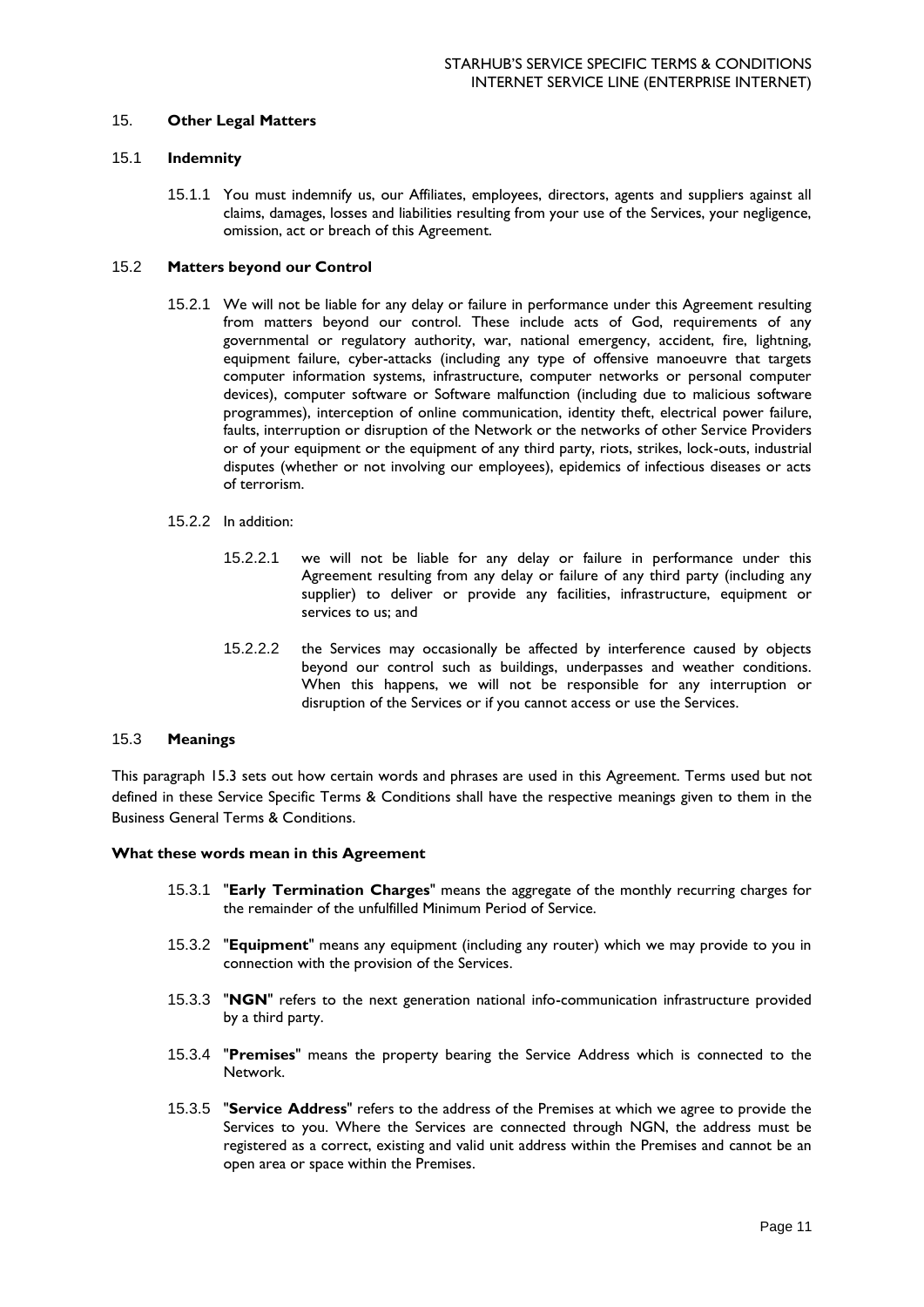## 15. **Other Legal Matters**

### 15.1 **Indemnity**

15.1.1 You must indemnify us, our Affiliates, employees, directors, agents and suppliers against all claims, damages, losses and liabilities resulting from your use of the Services, your negligence, omission, act or breach of this Agreement.

### 15.2 **Matters beyond our Control**

15.2.1 We will not be liable for any delay or failure in performance under this Agreement resulting from matters beyond our control. These include acts of God, requirements of any governmental or regulatory authority, war, national emergency, accident, fire, lightning, equipment failure, cyber-attacks (including any type of offensive manoeuvre that targets computer information systems, infrastructure, computer networks or personal computer devices), computer software or Software malfunction (including due to malicious software programmes), interception of online communication, identity theft, electrical power failure, faults, interruption or disruption of the Network or the networks of other Service Providers or of your equipment or the equipment of any third party, riots, strikes, lock-outs, industrial disputes (whether or not involving our employees), epidemics of infectious diseases or acts of terrorism.

15.2.2 In addition:

15.2.2.1 we will not be liable for any delay or failure in performance under this Agreement resulting from any delay or failure of any third party (including any supplier) to deliver or provide any facilities, infrastructure, equipment or services to us; and

15.2.2.2 the Services may occasionally be affected by interference caused by objects beyond our control such as buildings, underpasses and weather conditions. When this happens, we will not be responsible for any interruption or disruption of the Services or if you cannot access or use the Services.

### 15.3 **Meanings**

This paragraph 15.3 sets out how certain words and phrases are used in this Agreement. Terms used but not defined in these Service Specific Terms & Conditions shall have the respective meanings given to them in the Business General Terms & Conditions.

**What these words mean in this Agreement**

15.3.1 "**Early Termination Charges**" means the aggregate of the monthly recurring charges for the remainder of the unfulfilled Minimum Period of Service.

15.3.2 "**Equipment**" means any equipment (including any router) which we may provide to you in connection with the provision of the Services.

15.3.3 "**NGN**" refers to the next generation national info-communication infrastructure provided by a third party.

15.3.4 "**Premises**" means the property bearing the Service Address which is connected to the Network.

15.3.5 "**Service Address**" refers to the address of the Premises at which we agree to provide the Services to you. Where the Services are connected through NGN, the address must be registered as a correct, existing and valid unit address within the Premises and cannot be an open area or space within the Premises.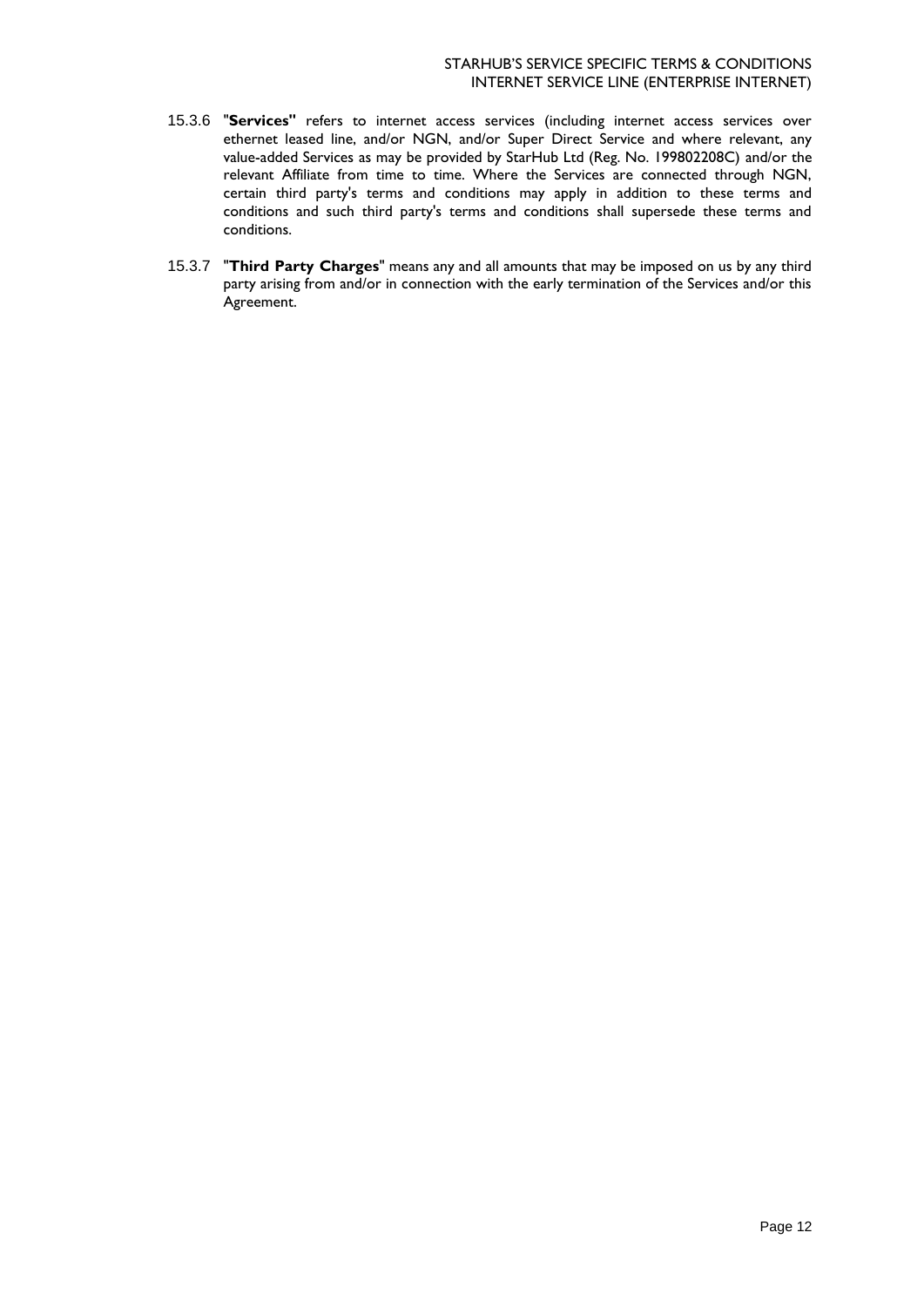15.3.6 "**Services"** refers to internet access services (including internet access services over ethernet leased line, and/or NGN, and/or Super Direct Service and where relevant, any value-added Services as may be provided by StarHub Ltd (Reg. No. 199802208C) and/or the relevant Affiliate from time to time. Where the Services are connected through NGN, certain third party's terms and conditions may apply in addition to these terms and conditions and such third party's terms and conditions shall supersede these terms and conditions.

15.3.7 "**Third Party Charges**" means any and all amounts that may be imposed on us by any third party arising from and/or in connection with the early termination of the Services and/or this Agreement.